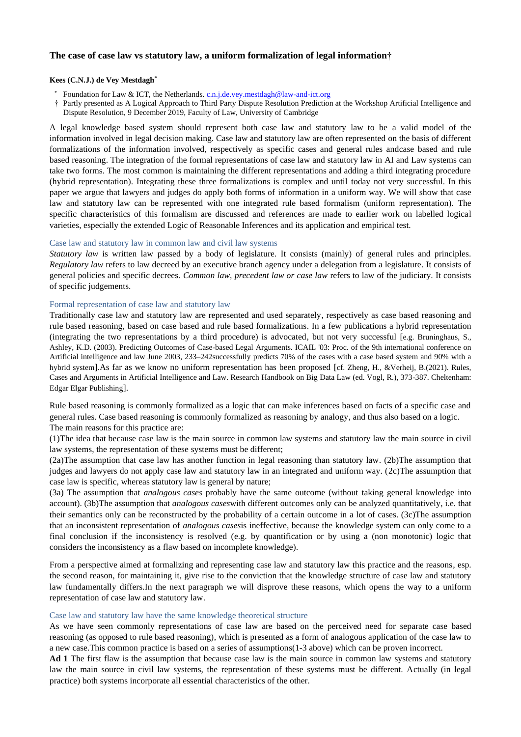# The case of case law vs statutory law, a uniform formalization of legal information†

**Kees (C.N.J.) de Vey Mestdagh***

\* Foundation for Law & ICT, the Netherlands. c.n.j.de.vey.mestdagh@law-and-ict.org

† Partly presented as A Logical Approach to Third Party Dispute Resolution Prediction at the Workshop Artificial Intelligence and Dispute Resolution, 9 December 2019, Faculty of Law, University of Cambridge

A legal knowledge based system should represent both case law and statutory law to be a valid model of the information involved in legal decision making. Case law and statutory law are often represented on the basis of different formalizations of the information involved, respectively as specific cases and general rules andcase based and rule based reasoning. The integration of the formal representations of case law and statutory law in AI and Law systems can take two forms. The most common is maintaining the different representations and adding a third integrating procedure (hybrid representation). Integrating these three formalizations is complex and until today not very successful. In this paper we argue that lawyers and judges do apply both forms of information in a uniform way. We will show that case law and statutory law can be represented with one integrated rule based formalism (uniform representation). The specific characteristics of this formalism are discussed and references are made to earlier work on labelled logical varieties, especially the extended Logic of Reasonable Inferences and its application and empirical test.

## Case law and statutory law in common law and civil law systems

*Statutory law* is written law passed by a body of legislature. It consists (mainly) of general rules and principles. *Regulatory law* refers to law decreed by an executive branch agency under a delegation from a legislature. It consists of general policies and specific decrees. *Common law, precedent law or case law* refers to law of the judiciary. It consists of specific judgements.

## Formal representation of case law and statutory law

Traditionally case law and statutory law are represented and used separately, respectively as case based reasoning and rule based reasoning, based on case based and rule based formalizations. In a few publications a hybrid representation (integrating the two representations by a third procedure) is advocated, but not very successful [e.g. Bruninghaus, S., Ashley, K.D. (2003). Predicting Outcomes of Case-based Legal Arguments. ICAIL '03: Proc. of the 9th international conference on Artificial intelligence and law June 2003, 233–242successfully predicts 70% of the cases with a case based system and 90% with a hybrid system].As far as we know no uniform representation has been proposed [cf. Zheng, H., &Verheij, B.(2021). Rules, Cases and Arguments in Artificial Intelligence and Law. Research Handbook on Big Data Law (ed. Vogl, R.), 373-387. Cheltenham: Edgar Elgar Publishing].

Rule based reasoning is commonly formalized as a logic that can make inferences based on facts of a specific case and general rules. Case based reasoning is commonly formalized as reasoning by analogy, and thus also based on a logic.
The main reasons for this practice are:

(1)The idea that because case law is the main source in common law systems and statutory law the main source in civil law systems, the representation of these systems must be different;

(2a)The assumption that case law has another function in legal reasoning than statutory law. (2b)The assumption that judges and lawyers do not apply case law and statutory law in an integrated and uniform way. (2c)The assumption that case law is specific, whereas statutory law is general by nature;

(3a) The assumption that *analogous cases* probably have the same outcome (without taking general knowledge into account). (3b)The assumption that *analogous cases*with different outcomes only can be analyzed quantitatively, i.e. that their semantics only can be reconstructed by the probability of a certain outcome in a lot of cases. (3c)The assumption that an inconsistent representation of *analogous cases*is ineffective, because the knowledge system can only come to a final conclusion if the inconsistency is resolved (e.g. by quantification or by using a (non monotonic) logic that considers the inconsistency as a flaw based on incomplete knowledge).

From a perspective aimed at formalizing and representing case law and statutory law this practice and the reasons, esp. the second reason, for maintaining it, give rise to the conviction that the knowledge structure of case law and statutory law fundamentally differs.In the next paragraph we will disprove these reasons, which opens the way to a uniform representation of case law and statutory law.

## Case law and statutory law have the same knowledge theoretical structure

As we have seen commonly representations of case law are based on the perceived need for separate case based reasoning (as opposed to rule based reasoning), which is presented as a form of analogous application of the case law to a new case.This common practice is based on a series of assumptions(1-3 above) which can be proven incorrect.

**Ad 1** The first flaw is the assumption that because case law is the main source in common law systems and statutory law the main source in civil law systems, the representation of these systems must be different. Actually (in legal practice) both systems incorporate all essential characteristics of the other.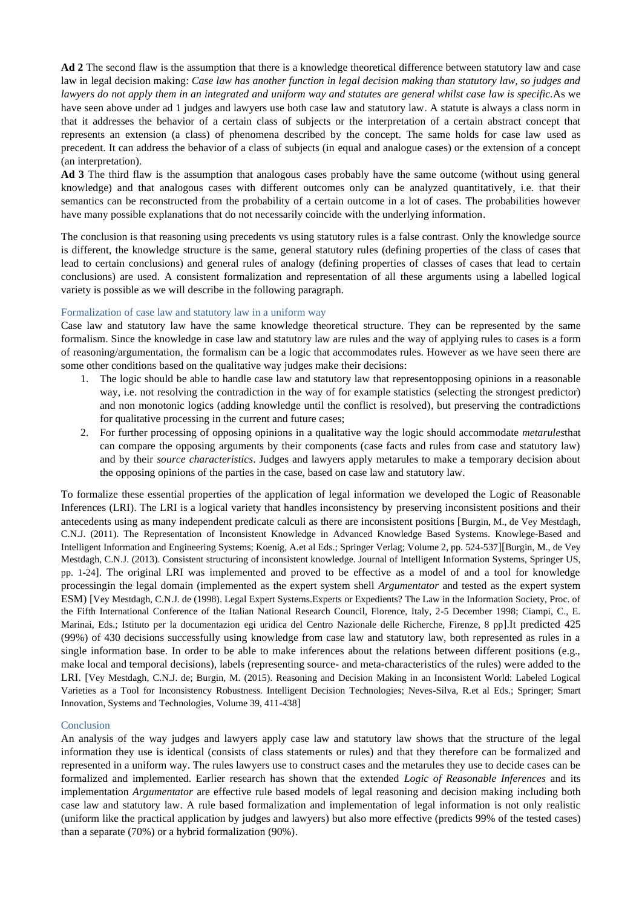**Ad 2** The second flaw is the assumption that there is a knowledge theoretical difference between statutory law and case law in legal decision making: *Case law has another function in legal decision making than statutory law, so judges and lawyers do not apply them in an integrated and uniform way and statutes are general whilst case law is specific.*As we have seen above under ad 1 judges and lawyers use both case law and statutory law. A statute is always a class norm in that it addresses the behavior of a certain class of subjects or the interpretation of a certain abstract concept that represents an extension (a class) of phenomena described by the concept. The same holds for case law used as precedent. It can address the behavior of a class of subjects (in equal and analogue cases) or the extension of a concept (an interpretation).

**Ad 3** The third flaw is the assumption that analogous cases probably have the same outcome (without using general knowledge) and that analogous cases with different outcomes only can be analyzed quantitatively, i.e. that their semantics can be reconstructed from the probability of a certain outcome in a lot of cases. The probabilities however have many possible explanations that do not necessarily coincide with the underlying information.

The conclusion is that reasoning using precedents vs using statutory rules is a false contrast. Only the knowledge source is different, the knowledge structure is the same, general statutory rules (defining properties of the class of cases that lead to certain conclusions) and general rules of analogy (defining properties of classes of cases that lead to certain conclusions) are used. A consistent formalization and representation of all these arguments using a labelled logical variety is possible as we will describe in the following paragraph.

## Formalization of case law and statutory law in a uniform way

Case law and statutory law have the same knowledge theoretical structure. They can be represented by the same formalism. Since the knowledge in case law and statutory law are rules and the way of applying rules to cases is a form of reasoning/argumentation, the formalism can be a logic that accommodates rules. However as we have seen there are some other conditions based on the qualitative way judges make their decisions:

1. The logic should be able to handle case law and statutory law that representopposing opinions in a reasonable way, i.e. not resolving the contradiction in the way of for example statistics (selecting the strongest predictor) and non monotonic logics (adding knowledge until the conflict is resolved), but preserving the contradictions for qualitative processing in the current and future cases;
2. For further processing of opposing opinions in a qualitative way the logic should accommodate *metarules*that can compare the opposing arguments by their components (case facts and rules from case and statutory law) and by their *source characteristics*. Judges and lawyers apply metarules to make a temporary decision about the opposing opinions of the parties in the case, based on case law and statutory law.

To formalize these essential properties of the application of legal information we developed the Logic of Reasonable Inferences (LRI). The LRI is a logical variety that handles inconsistency by preserving inconsistent positions and their antecedents using as many independent predicate calculi as there are inconsistent positions [Burgin, M., de Vey Mestdagh, C.N.J. (2011). The Representation of Inconsistent Knowledge in Advanced Knowledge Based Systems. Knowlege-Based and Intelligent Information and Engineering Systems; Koenig, A.et al Eds.; Springer Verlag; Volume 2, pp. 524-537][Burgin, M., de Vey Mestdagh, C.N.J. (2013). Consistent structuring of inconsistent knowledge. Journal of Intelligent Information Systems, Springer US, pp. 1-24]. The original LRI was implemented and proved to be effective as a model of and a tool for knowledge processingin the legal domain (implemented as the expert system shell *Argumentator* and tested as the expert system ESM) [Vey Mestdagh, C.N.J. de (1998). Legal Expert Systems.Experts or Expedients? The Law in the Information Society, Proc. of the Fifth International Conference of the Italian National Research Council, Florence, Italy, 2-5 December 1998; Ciampi, C., E. Marinai, Eds.; Istituto per la documentazion egi uridica del Centro Nazionale delle Richerche, Firenze, 8 pp].It predicted 425 (99%) of 430 decisions successfully using knowledge from case law and statutory law, both represented as rules in a single information base. In order to be able to make inferences about the relations between different positions (e.g., make local and temporal decisions), labels (representing source- and meta-characteristics of the rules) were added to the LRI. [Vey Mestdagh, C.N.J. de; Burgin, M. (2015). Reasoning and Decision Making in an Inconsistent World: Labeled Logical Varieties as a Tool for Inconsistency Robustness. Intelligent Decision Technologies; Neves-Silva, R.et al Eds.; Springer; Smart Innovation, Systems and Technologies, Volume 39, 411-438]

## Conclusion

An analysis of the way judges and lawyers apply case law and statutory law shows that the structure of the legal information they use is identical (consists of class statements or rules) and that they therefore can be formalized and represented in a uniform way. The rules lawyers use to construct cases and the metarules they use to decide cases can be formalized and implemented. Earlier research has shown that the extended *Logic of Reasonable Inferences* and its implementation *Argumentator* are effective rule based models of legal reasoning and decision making including both case law and statutory law. A rule based formalization and implementation of legal information is not only realistic (uniform like the practical application by judges and lawyers) but also more effective (predicts 99% of the tested cases) than a separate (70%) or a hybrid formalization (90%).